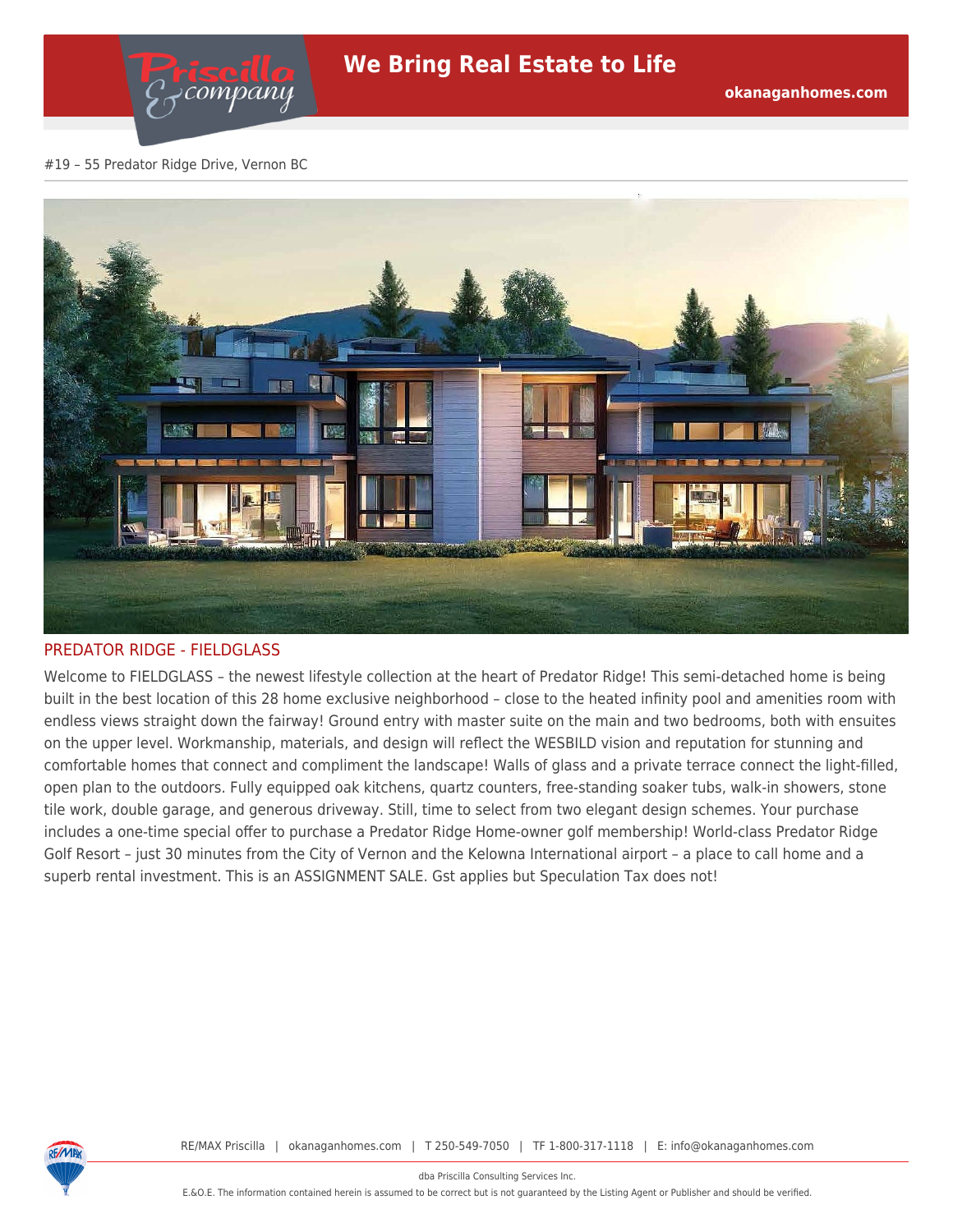#19 – 55 Predator Ridge Drive, Vernon BC

## PREDATOR RIDGE - FIELDGLASS

Welcome to FIELDGLASS – the newest lifestyle collection at the heart of Predator Ridge! This semi-detached home is being built in the best location of this 28 home exclusive neighborhood – close to the heated infinity pool and amenities room with endless views straight down the fairway! Ground entry with master suite on the main and two bedrooms, both with ensuites on the upper level. Workmanship, materials, and design will reflect the WESBILD vision and reputation for stunning and comfortable homes that connect and compliment the landscape! Walls of glass and a private terrace connect the light-filled, open plan to the outdoors. Fully equipped oak kitchens, quartz counters, free-standing soaker tubs, walk-in showers, stone tile work, double garage, and generous driveway. Still, time to select from two elegant design schemes. Your purchase includes a one-time special offer to purchase a Predator Ridge Home-owner golf membership! World-class Predator Ridge Golf Resort – just 30 minutes from the City of Vernon and the Kelowna International airport – a place to call home and a superb rental investment. This is an ASSIGNMENT SALE. Gst applies but Speculation Tax does not!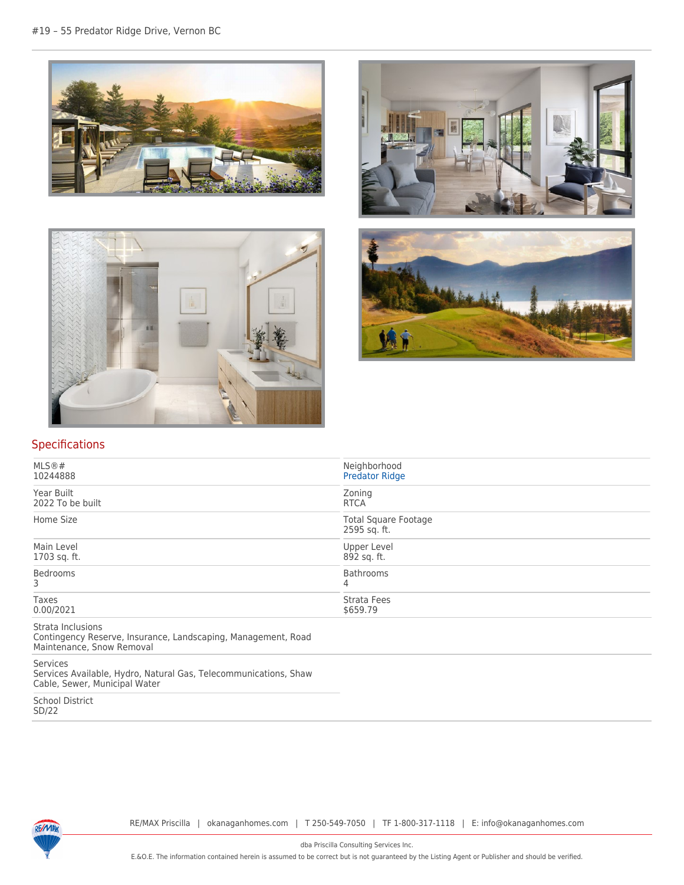## Specifications

| | |
|---|---|
| MLS®# 10244888 | Neighborhood Predator Ridge |
| Year Built 2022 To be built | Zoning RTCA |
| Home Size | Total Square Footage 2595 sq. ft. |
| Main Level 1703 sq. ft. | Upper Level 892 sq. ft. |
| Bedrooms 3 | Bathrooms 4 |
| Taxes 0.00/2021 | Strata Fees $659.79 |

Strata Inclusions
Contingency Reserve, Insurance, Landscaping, Management, Road Maintenance, Snow Removal

Services
Services Available, Hydro, Natural Gas, Telecommunications, Shaw Cable, Sewer, Municipal Water

School District
SD/22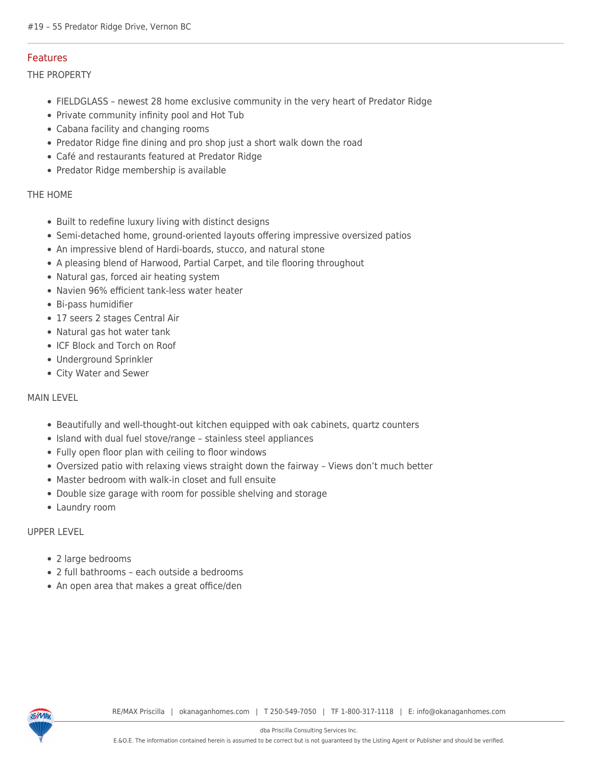## Features

### THE PROPERTY

- FIELDGLASS – newest 28 home exclusive community in the very heart of Predator Ridge
- Private community infinity pool and Hot Tub
- Cabana facility and changing rooms
- Predator Ridge fine dining and pro shop just a short walk down the road
- Café and restaurants featured at Predator Ridge
- Predator Ridge membership is available

### THE HOME

- Built to redefine luxury living with distinct designs
- Semi-detached home, ground-oriented layouts offering impressive oversized patios
- An impressive blend of Hardi-boards, stucco, and natural stone
- A pleasing blend of Harwood, Partial Carpet, and tile flooring throughout
- Natural gas, forced air heating system
- Navien 96% efficient tank-less water heater
- Bi-pass humidifier
- 17 seers 2 stages Central Air
- Natural gas hot water tank
- ICF Block and Torch on Roof
- Underground Sprinkler
- City Water and Sewer

### MAIN LEVEL

- Beautifully and well-thought-out kitchen equipped with oak cabinets, quartz counters
- Island with dual fuel stove/range – stainless steel appliances
- Fully open floor plan with ceiling to floor windows
- Oversized patio with relaxing views straight down the fairway – Views don't much better
- Master bedroom with walk-in closet and full ensuite
- Double size garage with room for possible shelving and storage
- Laundry room

### UPPER LEVEL

- 2 large bedrooms
- 2 full bathrooms – each outside a bedrooms
- An open area that makes a great office/den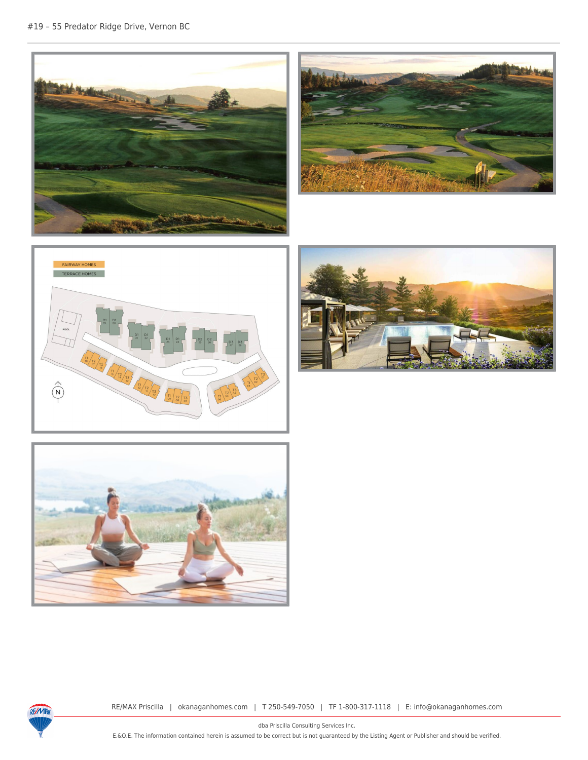FAIRWAY HOMES

TERRACE HOMES

POOL

N

D1 19
D1 20
D1 21
D1 22
D1 23
D1 24
D2 25
D2 26
D3 27
D3 28

T1 18
T2 17
T3 16
T1 15
T2 14
T3 13
T1 12
T2 11
T3 10
T1 09
T2 08
T3 07
T1 06
T2 05
T3 04
T1 03
T2 02
T3 01